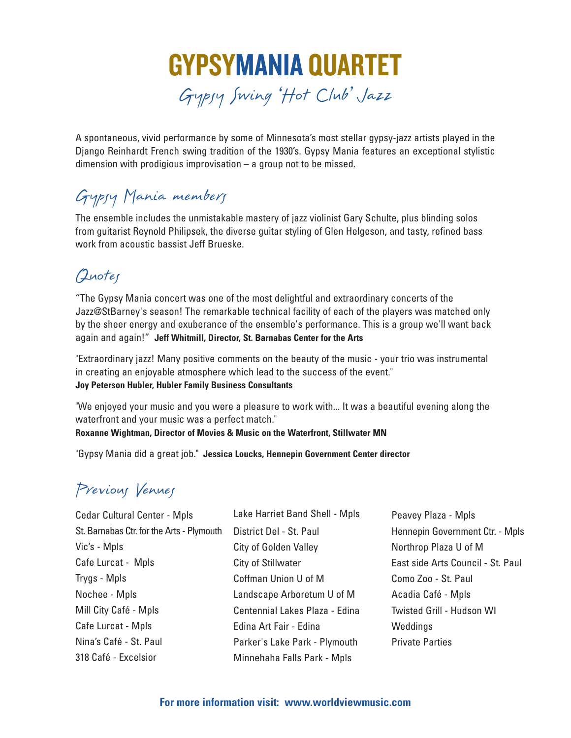# GYPSYMANIA QUARTET

*Gypsy Swing 'Hot Club' Jazz*

A spontaneous, vivid performance by some of Minnesota's most stellar gypsy-jazz artists played in the Django Reinhardt French swing tradition of the 1930's. Gypsy Mania features an exceptional stylistic dimension with prodigious improvisation – a group not to be missed.

## Gypsy Mania members

The ensemble includes the unmistakable mastery of jazz violinist Gary Schulte, plus blinding solos from guitarist Reynold Philipsek, the diverse guitar styling of Glen Helgeson, and tasty, refined bass work from acoustic bassist Jeff Brueske.

## Quotes

"The Gypsy Mania concert was one of the most delightful and extraordinary concerts of the Jazz@StBarney's season! The remarkable technical facility of each of the players was matched only by the sheer energy and exuberance of the ensemble's performance. This is a group we'll want back again and again!" **Jeff Whitmill, Director, St. Barnabas Center for the Arts**

"Extraordinary jazz! Many positive comments on the beauty of the music - your trio was instrumental in creating an enjoyable atmosphere which lead to the success of the event."
**Joy Peterson Hubler, Hubler Family Business Consultants**

"We enjoyed your music and you were a pleasure to work with... It was a beautiful evening along the waterfront and your music was a perfect match."
**Roxanne Wightman, Director of Movies & Music on the Waterfront, Stillwater MN**

"Gypsy Mania did a great job." **Jessica Loucks, Hennepin Government Center director**

## Previous Venues

Cedar Cultural Center - Mpls
St. Barnabas Ctr. for the Arts - Plymouth
Vic's - Mpls
Cafe Lurcat - Mpls
Trygs - Mpls
Nochee - Mpls
Mill City Café - Mpls
Cafe Lurcat - Mpls
Nina's Café - St. Paul
318 Café - Excelsior
Lake Harriet Band Shell - Mpls
District Del - St. Paul
City of Golden Valley
City of Stillwater
Coffman Union U of M
Landscape Arboretum U of M
Centennial Lakes Plaza - Edina
Edina Art Fair - Edina
Parker's Lake Park - Plymouth
Minnehaha Falls Park - Mpls
Peavey Plaza - Mpls
Hennepin Government Ctr. - Mpls
Northrop Plaza U of M
East side Arts Council - St. Paul
Como Zoo - St. Paul
Acadia Café - Mpls
Twisted Grill - Hudson WI
Weddings
Private Parties

**For more information visit: www.worldviewmusic.com**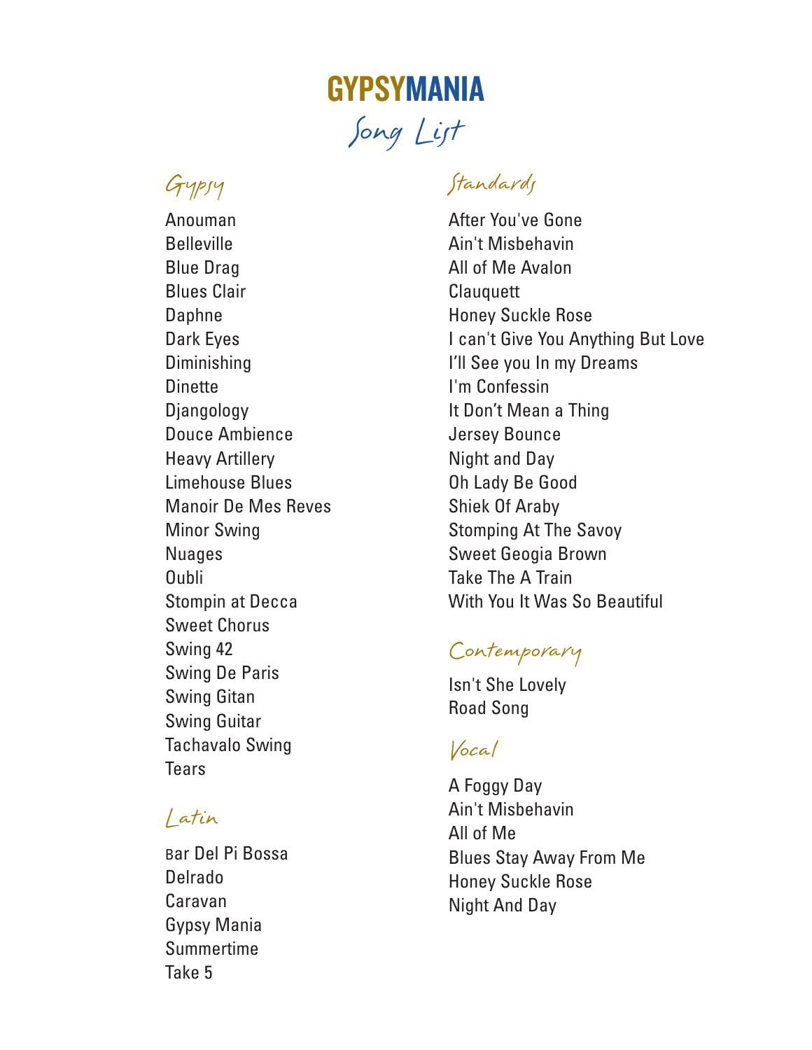# GYPSYMANIA

## Song List

### Gypsy

Anouman
Belleville
Blue Drag
Blues Clair
Daphne
Dark Eyes
Diminishing
Dinette
Djangology
Douce Ambience
Heavy Artillery
Limehouse Blues
Manoir De Mes Reves
Minor Swing
Nuages
Oubli
Stompin at Decca
Sweet Chorus
Swing 42
Swing De Paris
Swing Gitan
Swing Guitar
Tachavalo Swing
Tears

### Latin

Bar Del Pi Bossa
Delrado
Caravan
Gypsy Mania
Summertime
Take 5

### Standards

After You've Gone
Ain't Misbehavin
All of Me Avalon
Clauquett
Honey Suckle Rose
I can't Give You Anything But Love
I'll See you In my Dreams
I'm Confessin
It Don't Mean a Thing
Jersey Bounce
Night and Day
Oh Lady Be Good
Shiek Of Araby
Stomping At The Savoy
Sweet Geogia Brown
Take The A Train
With You It Was So Beautiful

### Contemporary

Isn't She Lovely
Road Song

### Vocal

A Foggy Day
Ain't Misbehavin
All of Me
Blues Stay Away From Me
Honey Suckle Rose
Night And Day